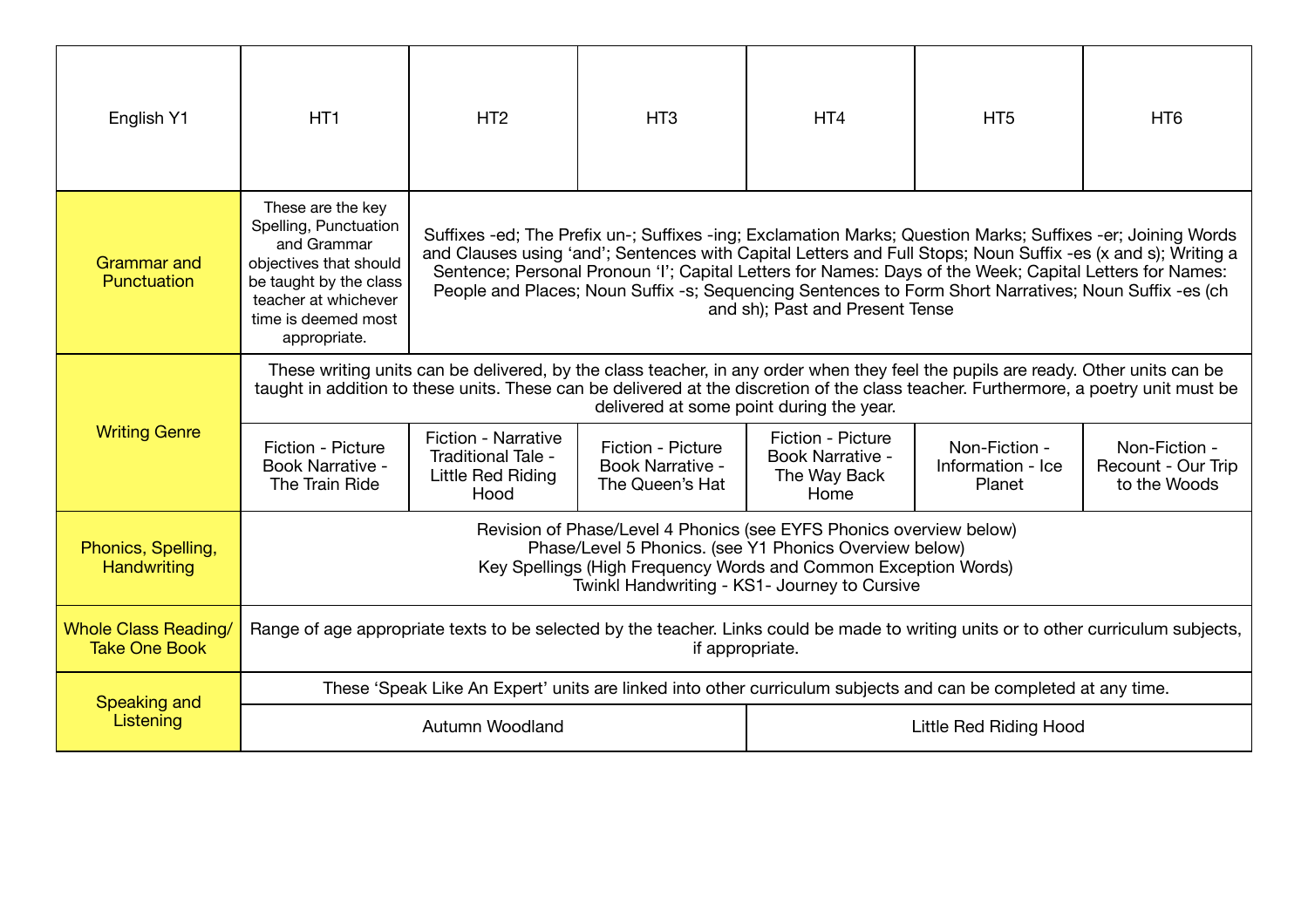| English Y1 | HT1 | HT2 | HT3 | HT4 | HT5 | HT6 |
|---|---|---|---|---|---|---|
| Grammar and Punctuation | These are the key Spelling, Punctuation and Grammar objectives that should be taught by the class teacher at whichever time is deemed most appropriate. | Suffixes -ed; The Prefix un-; Suffixes -ing; Exclamation Marks; Question Marks; Suffixes -er; Joining Words and Clauses using 'and'; Sentences with Capital Letters and Full Stops; Noun Suffix -es (x and s); Writing a Sentence; Personal Pronoun 'I'; Capital Letters for Names: Days of the Week; Capital Letters for Names: People and Places; Noun Suffix -s; Sequencing Sentences to Form Short Narratives; Noun Suffix -es (ch and sh); Past and Present Tense | | | | |
| Writing Genre | These writing units can be delivered, by the class teacher, in any order when they feel the pupils are ready. Other units can be taught in addition to these units. These can be delivered at the discretion of the class teacher. Furthermore, a poetry unit must be delivered at some point during the year. | | | | | |
| | Fiction - Picture Book Narrative - The Train Ride | Fiction - Narrative Traditional Tale - Little Red Riding Hood | Fiction - Picture Book Narrative - The Queen's Hat | Fiction - Picture Book Narrative - The Way Back Home | Non-Fiction - Information - Ice Planet | Non-Fiction - Recount - Our Trip to the Woods |
| Phonics, Spelling, Handwriting | Revision of Phase/Level 4 Phonics (see EYFS Phonics overview below)<br>Phase/Level 5 Phonics. (see Y1 Phonics Overview below)<br>Key Spellings (High Frequency Words and Common Exception Words)<br>Twinkl Handwriting - KS1- Journey to Cursive | | | | | |
| Whole Class Reading/ Take One Book | Range of age appropriate texts to be selected by the teacher. Links could be made to writing units or to other curriculum subjects, if appropriate. | | | | | |
| Speaking and Listening | These 'Speak Like An Expert' units are linked into other curriculum subjects and can be completed at any time. | | | | | |
| | Autumn Woodland | | | Little Red Riding Hood | | |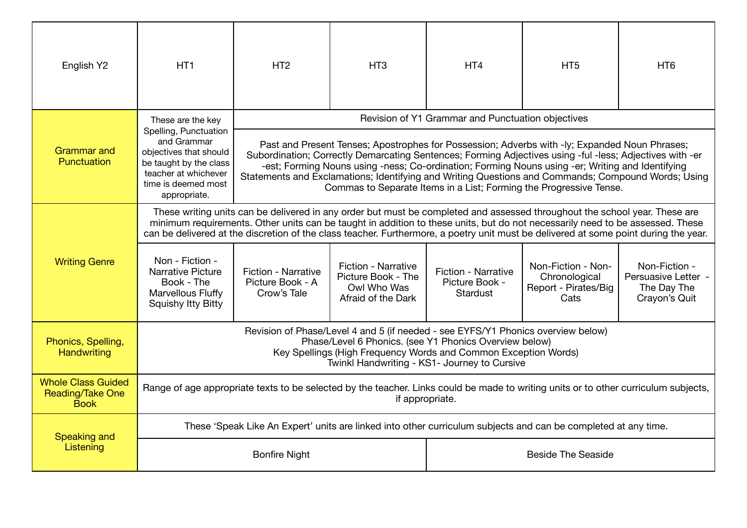| English Y2 | HT1 | HT2 | HT3 | HT4 | HT5 | HT6 |
|---|---|---|---|---|---|---|
| Grammar and Punctuation | These are the key Spelling, Punctuation and Grammar objectives that should be taught by the class teacher at whichever time is deemed most appropriate. | Revision of Y1 Grammar and Punctuation objectives<br><br>Past and Present Tenses; Apostrophes for Possession; Adverbs with -ly; Expanded Noun Phrases; Subordination; Correctly Demarcating Sentences; Forming Adjectives using -ful -less; Adjectives with -er -est; Forming Nouns using -ness; Co-ordination; Forming Nouns using -er; Writing and Identifying Statements and Exclamations; Identifying and Writing Questions and Commands; Compound Words; Using Commas to Separate Items in a List; Forming the Progressive Tense. | | | | |
| Writing Genre | These writing units can be delivered in any order but must be completed and assessed throughout the school year. These are minimum requirements. Other units can be taught in addition to these units, but do not necessarily need to be assessed. These can be delivered at the discretion of the class teacher. Furthermore, a poetry unit must be delivered at some point during the year. | | | | | |
| | Non - Fiction - Narrative Picture Book - The Marvellous Fluffy Squishy Itty Bitty | Fiction - Narrative Picture Book - A Crow's Tale | Fiction - Narrative Picture Book - The Owl Who Was Afraid of the Dark | Fiction - Narrative Picture Book - Stardust | Non-Fiction - Non-Chronological Report - Pirates/Big Cats | Non-Fiction - Persuasive Letter - The Day The Crayon's Quit |
| Phonics, Spelling, Handwriting | Revision of Phase/Level 4 and 5 (if needed - see EYFS/Y1 Phonics overview below)<br>Phase/Level 6 Phonics. (see Y1 Phonics Overview below)<br>Key Spellings (High Frequency Words and Common Exception Words)<br>Twinkl Handwriting - KS1- Journey to Cursive | | | | | |
| Whole Class Guided Reading/Take One Book | Range of age appropriate texts to be selected by the teacher. Links could be made to writing units or to other curriculum subjects, if appropriate. | | | | | |
| Speaking and Listening | These 'Speak Like An Expert' units are linked into other curriculum subjects and can be completed at any time. | | | | | |
| | Bonfire Night | | | Beside The Seaside | | |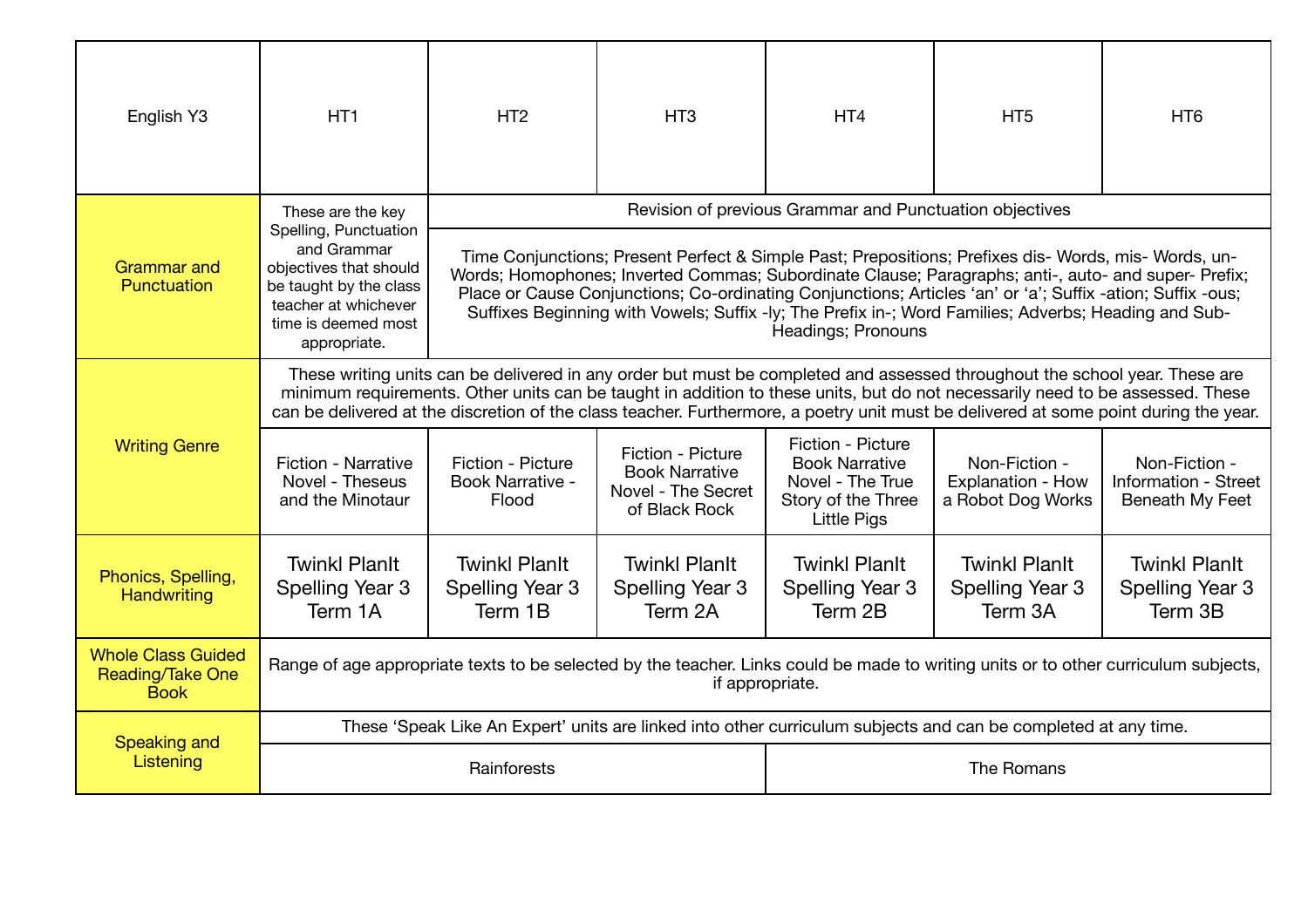| English Y3 | HT1 | HT2 | HT3 | HT4 | HT5 | HT6 |
|---|---|---|---|---|---|---|
| Grammar and Punctuation | These are the key Spelling, Punctuation and Grammar objectives that should be taught by the class teacher at whichever time is deemed most appropriate. | Revision of previous Grammar and Punctuation objectives | | | | |
| | | Time Conjunctions; Present Perfect & Simple Past; Prepositions; Prefixes dis- Words, mis- Words, un- Words; Homophones; Inverted Commas; Subordinate Clause; Paragraphs; anti-, auto- and super- Prefix; Place or Cause Conjunctions; Co-ordinating Conjunctions; Articles 'an' or 'a'; Suffix -ation; Suffix -ous; Suffixes Beginning with Vowels; Suffix -ly; The Prefix in-; Word Families; Adverbs; Heading and Sub-Headings; Pronouns | | | | |
| Writing Genre | These writing units can be delivered in any order but must be completed and assessed throughout the school year. These are minimum requirements. Other units can be taught in addition to these units, but do not necessarily need to be assessed. These can be delivered at the discretion of the class teacher. Furthermore, a poetry unit must be delivered at some point during the year. | | | | | |
| | Fiction - Narrative Novel - Theseus and the Minotaur | Fiction - Picture Book Narrative - Flood | Fiction - Picture Book Narrative Novel - The Secret of Black Rock | Fiction - Picture Book Narrative Novel - The True Story of the Three Little Pigs | Non-Fiction - Explanation - How a Robot Dog Works | Non-Fiction - Information - Street Beneath My Feet |
| Phonics, Spelling, Handwriting | Twinkl PlanIt Spelling Year 3 Term 1A | Twinkl PlanIt Spelling Year 3 Term 1B | Twinkl PlanIt Spelling Year 3 Term 2A | Twinkl PlanIt Spelling Year 3 Term 2B | Twinkl PlanIt Spelling Year 3 Term 3A | Twinkl PlanIt Spelling Year 3 Term 3B |
| Whole Class Guided Reading/Take One Book | Range of age appropriate texts to be selected by the teacher. Links could be made to writing units or to other curriculum subjects, if appropriate. | | | | | |
| Speaking and Listening | These 'Speak Like An Expert' units are linked into other curriculum subjects and can be completed at any time. | | | | | |
| | Rainforests | | | The Romans | | |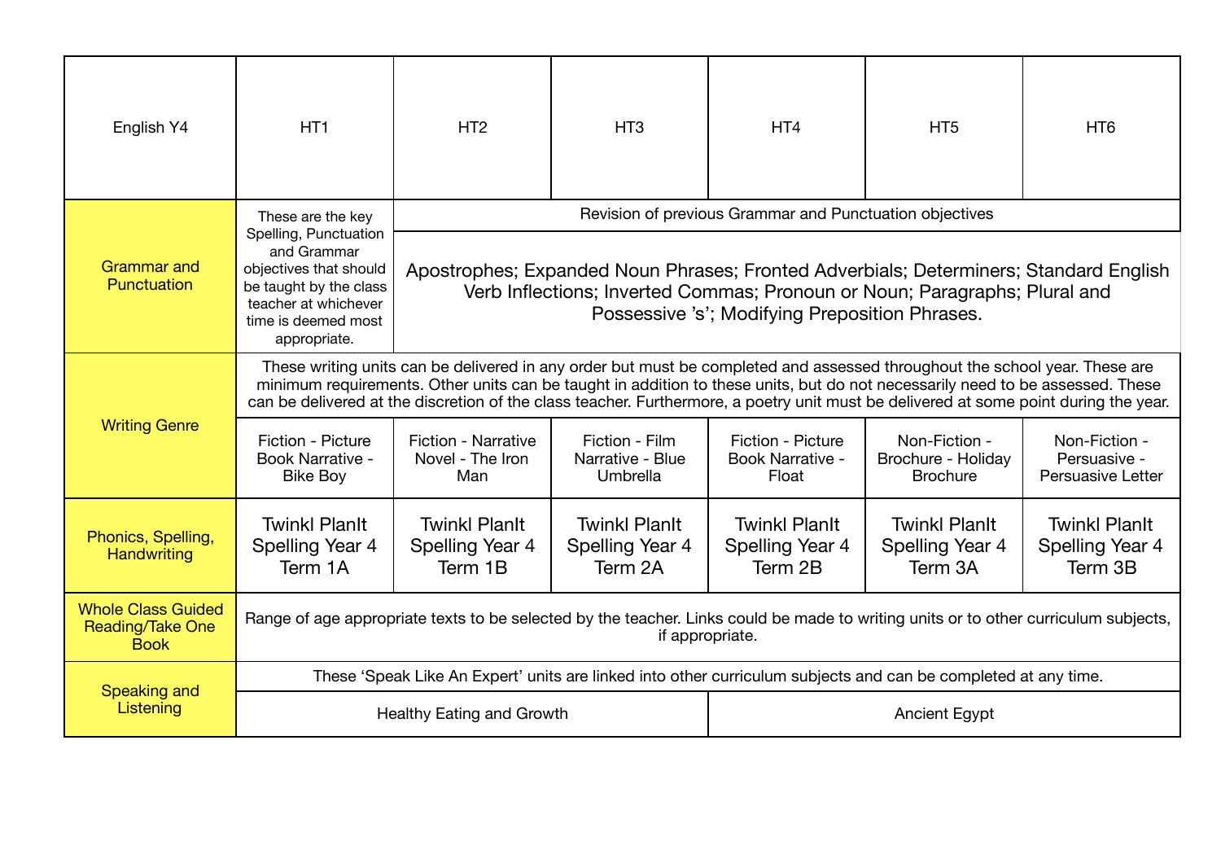| English Y4 | HT1 | HT2 | HT3 | HT4 | HT5 | HT6 |
|---|---|---|---|---|---|---|
| Grammar and Punctuation | These are the key Spelling, Punctuation and Grammar objectives that should be taught by the class teacher at whichever time is deemed most appropriate. | Revision of previous Grammar and Punctuation objectives | | | | |
| | | Apostrophes; Expanded Noun Phrases; Fronted Adverbials; Determiners; Standard English Verb Inflections; Inverted Commas; Pronoun or Noun; Paragraphs; Plural and Possessive 's'; Modifying Preposition Phrases. | | | | |
| Writing Genre | These writing units can be delivered in any order but must be completed and assessed throughout the school year. These are minimum requirements. Other units can be taught in addition to these units, but do not necessarily need to be assessed. These can be delivered at the discretion of the class teacher. Furthermore, a poetry unit must be delivered at some point during the year. | | | | | |
| | Fiction - Picture Book Narrative - Bike Boy | Fiction - Narrative Novel - The Iron Man | Fiction - Film Narrative - Blue Umbrella | Fiction - Picture Book Narrative - Float | Non-Fiction - Brochure - Holiday Brochure | Non-Fiction - Persuasive - Persuasive Letter |
| Phonics, Spelling, Handwriting | Twinkl PlanIt Spelling Year 4 Term 1A | Twinkl PlanIt Spelling Year 4 Term 1B | Twinkl PlanIt Spelling Year 4 Term 2A | Twinkl PlanIt Spelling Year 4 Term 2B | Twinkl PlanIt Spelling Year 4 Term 3A | Twinkl PlanIt Spelling Year 4 Term 3B |
| Whole Class Guided Reading/Take One Book | Range of age appropriate texts to be selected by the teacher. Links could be made to writing units or to other curriculum subjects, if appropriate. | | | | | |
| Speaking and Listening | These 'Speak Like An Expert' units are linked into other curriculum subjects and can be completed at any time. | | | | | |
| | Healthy Eating and Growth | | | Ancient Egypt | | |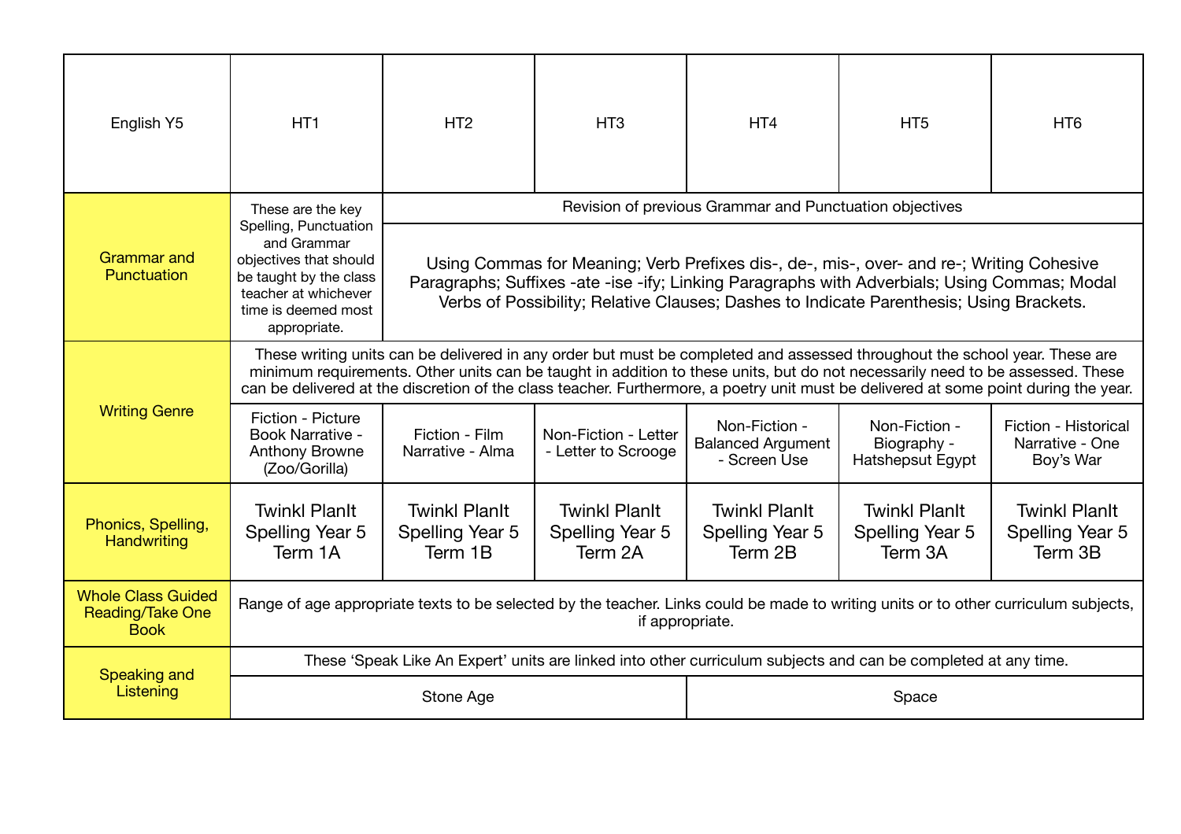| English Y5 | HT1 | HT2 | HT3 | HT4 | HT5 | HT6 |
|---|---|---|---|---|---|---|
| Grammar and Punctuation | These are the key Spelling, Punctuation and Grammar objectives that should be taught by the class teacher at whichever time is deemed most appropriate. | Revision of previous Grammar and Punctuation objectives | | | | |
| | | Using Commas for Meaning; Verb Prefixes dis-, de-, mis-, over- and re-; Writing Cohesive Paragraphs; Suffixes -ate -ise -ify; Linking Paragraphs with Adverbials; Using Commas; Modal Verbs of Possibility; Relative Clauses; Dashes to Indicate Parenthesis; Using Brackets. | | | | |
| Writing Genre | These writing units can be delivered in any order but must be completed and assessed throughout the school year. These are minimum requirements. Other units can be taught in addition to these units, but do not necessarily need to be assessed. These can be delivered at the discretion of the class teacher. Furthermore, a poetry unit must be delivered at some point during the year. | | | | | |
| | Fiction - Picture Book Narrative - Anthony Browne (Zoo/Gorilla) | Fiction - Film Narrative - Alma | Non-Fiction - Letter - Letter to Scrooge | Non-Fiction - Balanced Argument - Screen Use | Non-Fiction - Biography - Hatshepsut Egypt | Fiction - Historical Narrative - One Boy's War |
| Phonics, Spelling, Handwriting | Twinkl PlanIt Spelling Year 5 Term 1A | Twinkl PlanIt Spelling Year 5 Term 1B | Twinkl PlanIt Spelling Year 5 Term 2A | Twinkl PlanIt Spelling Year 5 Term 2B | Twinkl PlanIt Spelling Year 5 Term 3A | Twinkl PlanIt Spelling Year 5 Term 3B |
| Whole Class Guided Reading/Take One Book | Range of age appropriate texts to be selected by the teacher. Links could be made to writing units or to other curriculum subjects, if appropriate. | | | | | |
| Speaking and Listening | These 'Speak Like An Expert' units are linked into other curriculum subjects and can be completed at any time. | | | | | |
| | Stone Age | | | Space | | |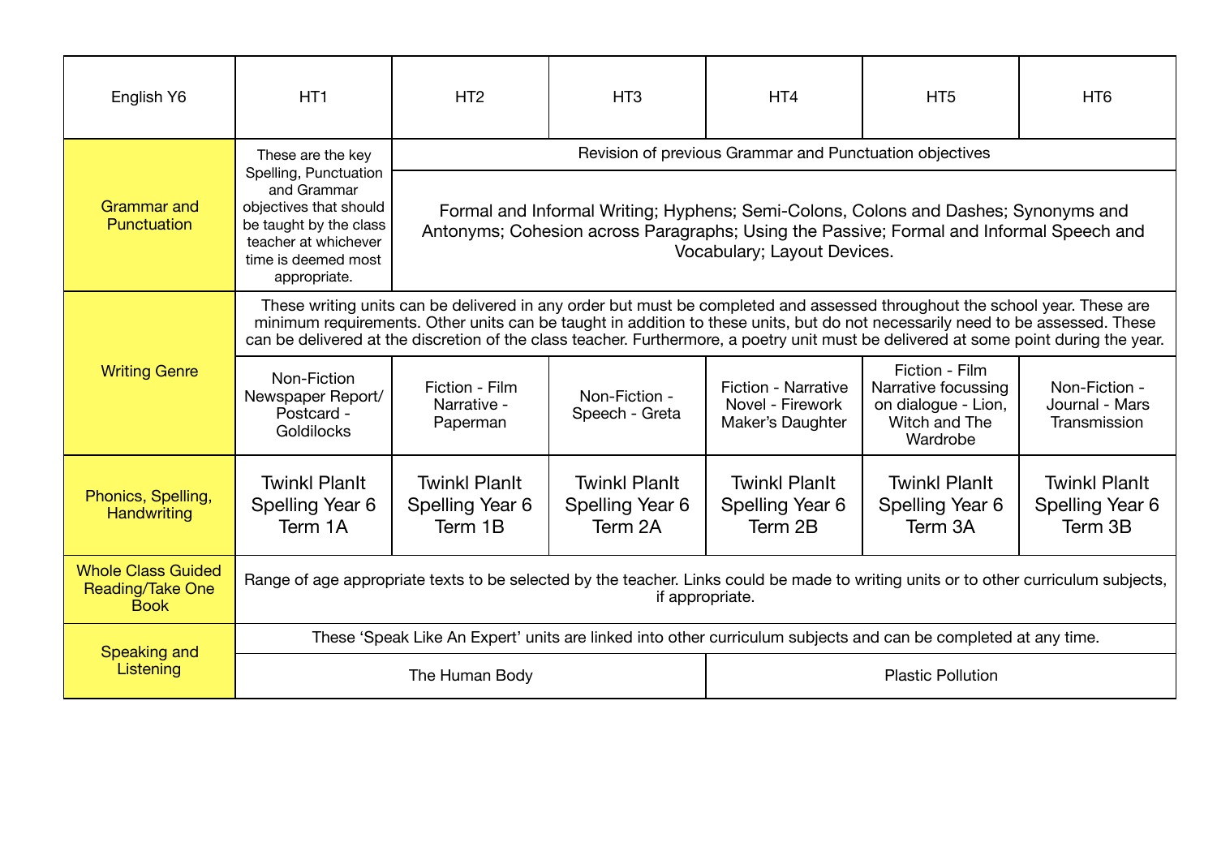| English Y6 | HT1 | HT2 | HT3 | HT4 | HT5 | HT6 |
|---|---|---|---|---|---|---|
| Grammar and Punctuation | These are the key Spelling, Punctuation and Grammar objectives that should be taught by the class teacher at whichever time is deemed most appropriate. | Revision of previous Grammar and Punctuation objectives | | | | |
| | | Formal and Informal Writing; Hyphens; Semi-Colons, Colons and Dashes; Synonyms and Antonyms; Cohesion across Paragraphs; Using the Passive; Formal and Informal Speech and Vocabulary; Layout Devices. | | | | |
| Writing Genre | These writing units can be delivered in any order but must be completed and assessed throughout the school year. These are minimum requirements. Other units can be taught in addition to these units, but do not necessarily need to be assessed. These can be delivered at the discretion of the class teacher. Furthermore, a poetry unit must be delivered at some point during the year. | | | | | |
| | Non-Fiction Newspaper Report/ Postcard - Goldilocks | Fiction - Film Narrative - Paperman | Non-Fiction - Speech - Greta | Fiction - Narrative Novel - Firework Maker's Daughter | Fiction - Film Narrative focussing on dialogue - Lion, Witch and The Wardrobe | Non-Fiction - Journal - Mars Transmission |
| Phonics, Spelling, Handwriting | Twinkl PlanIt Spelling Year 6 Term 1A | Twinkl PlanIt Spelling Year 6 Term 1B | Twinkl PlanIt Spelling Year 6 Term 2A | Twinkl PlanIt Spelling Year 6 Term 2B | Twinkl PlanIt Spelling Year 6 Term 3A | Twinkl PlanIt Spelling Year 6 Term 3B |
| Whole Class Guided Reading/Take One Book | Range of age appropriate texts to be selected by the teacher. Links could be made to writing units or to other curriculum subjects, if appropriate. | | | | | |
| Speaking and Listening | These 'Speak Like An Expert' units are linked into other curriculum subjects and can be completed at any time. | | | | | |
| | The Human Body | | | Plastic Pollution | | |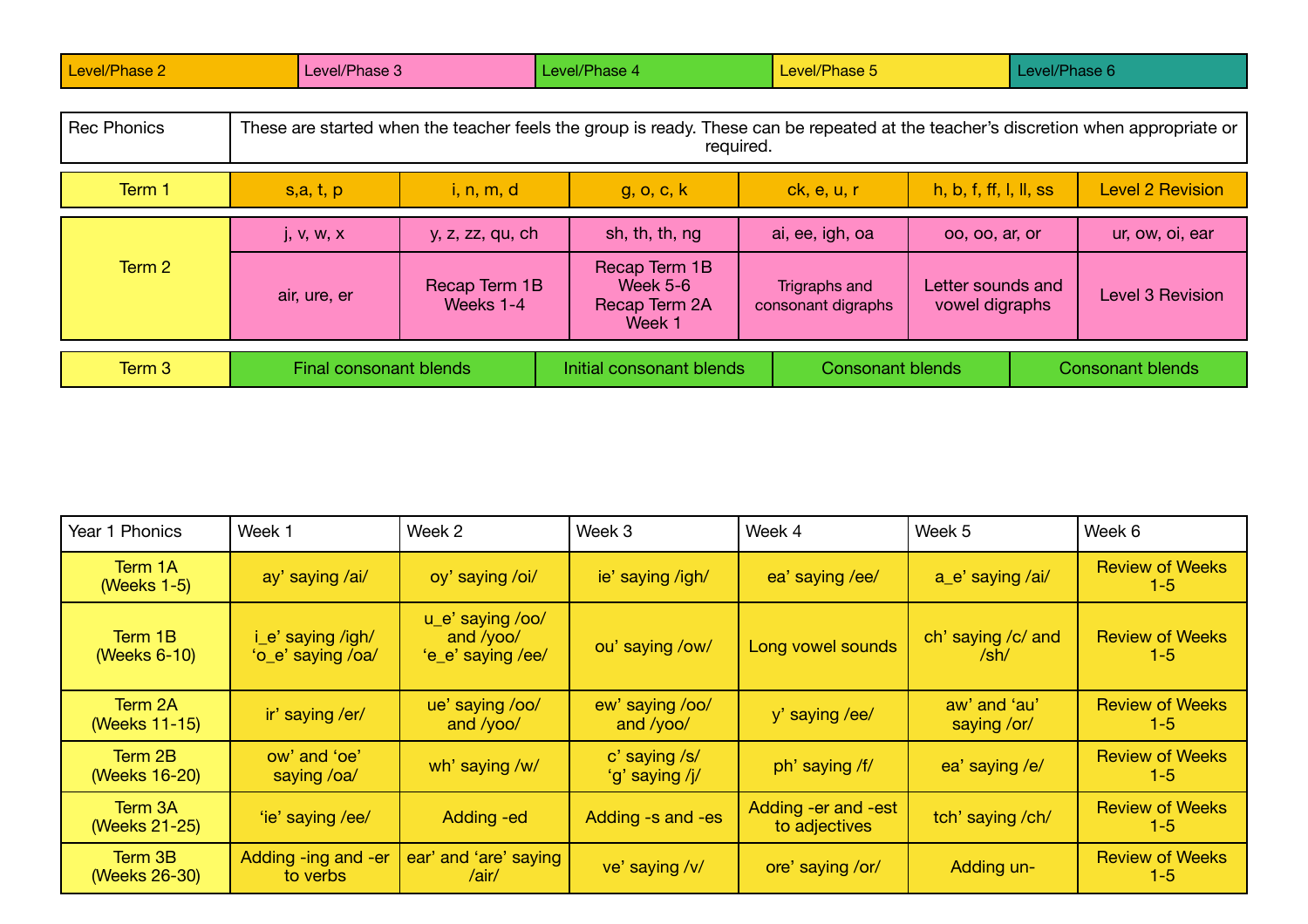| Level/Phase 2 | Level/Phase 3 | Level/Phase 4 | Level/Phase 5 | Level/Phase 6 |
|---|---|---|---|---|

| Rec Phonics | These are started when the teacher feels the group is ready. These can be repeated at the teacher's discretion when appropriate or required. | | | | | |
|---|---|---|---|---|---|---|
| Term 1 | s,a, t, p | i, n, m, d | g, o, c, k | ck, e, u, r | h, b, f, ff, l, ll, ss | Level 2 Revision |
| Term 2 | j, v, w, x | y, z, zz, qu, ch | sh, th, th, ng | ai, ee, igh, oa | oo, oo, ar, or | ur, ow, oi, ear |
| | air, ure, er | Recap Term 1B Weeks 1-4 | Recap Term 1B Week 5-6 Recap Term 2A Week 1 | Trigraphs and consonant digraphs | Letter sounds and vowel digraphs | Level 3 Revision |
| Term 3 | Final consonant blends | | Initial consonant blends | Consonant blends | Consonant blends | |

| Year 1 Phonics | Week 1 | Week 2 | Week 3 | Week 4 | Week 5 | Week 6 |
|---|---|---|---|---|---|---|
| Term 1A (Weeks 1-5) | ay' saying /ai/ | oy' saying /oi/ | ie' saying /igh/ | ea' saying /ee/ | a_e' saying /ai/ | Review of Weeks 1-5 |
| Term 1B (Weeks 6-10) | i_e' saying /igh/ 'o_e' saying /oa/ | u_e' saying /oo/ and /yoo/ 'e_e' saying /ee/ | ou' saying /ow/ | Long vowel sounds | ch' saying /c/ and /sh/ | Review of Weeks 1-5 |
| Term 2A (Weeks 11-15) | ir' saying /er/ | ue' saying /oo/ and /yoo/ | ew' saying /oo/ and /yoo/ | y' saying /ee/ | aw' and 'au' saying /or/ | Review of Weeks 1-5 |
| Term 2B (Weeks 16-20) | ow' and 'oe' saying /oa/ | wh' saying /w/ | c' saying /s/ 'g' saying /j/ | ph' saying /f/ | ea' saying /e/ | Review of Weeks 1-5 |
| Term 3A (Weeks 21-25) | 'ie' saying /ee/ | Adding -ed | Adding -s and -es | Adding -er and -est to adjectives | tch' saying /ch/ | Review of Weeks 1-5 |
| Term 3B (Weeks 26-30) | Adding -ing and -er to verbs | ear' and 'are' saying /air/ | ve' saying /v/ | ore' saying /or/ | Adding un- | Review of Weeks 1-5 |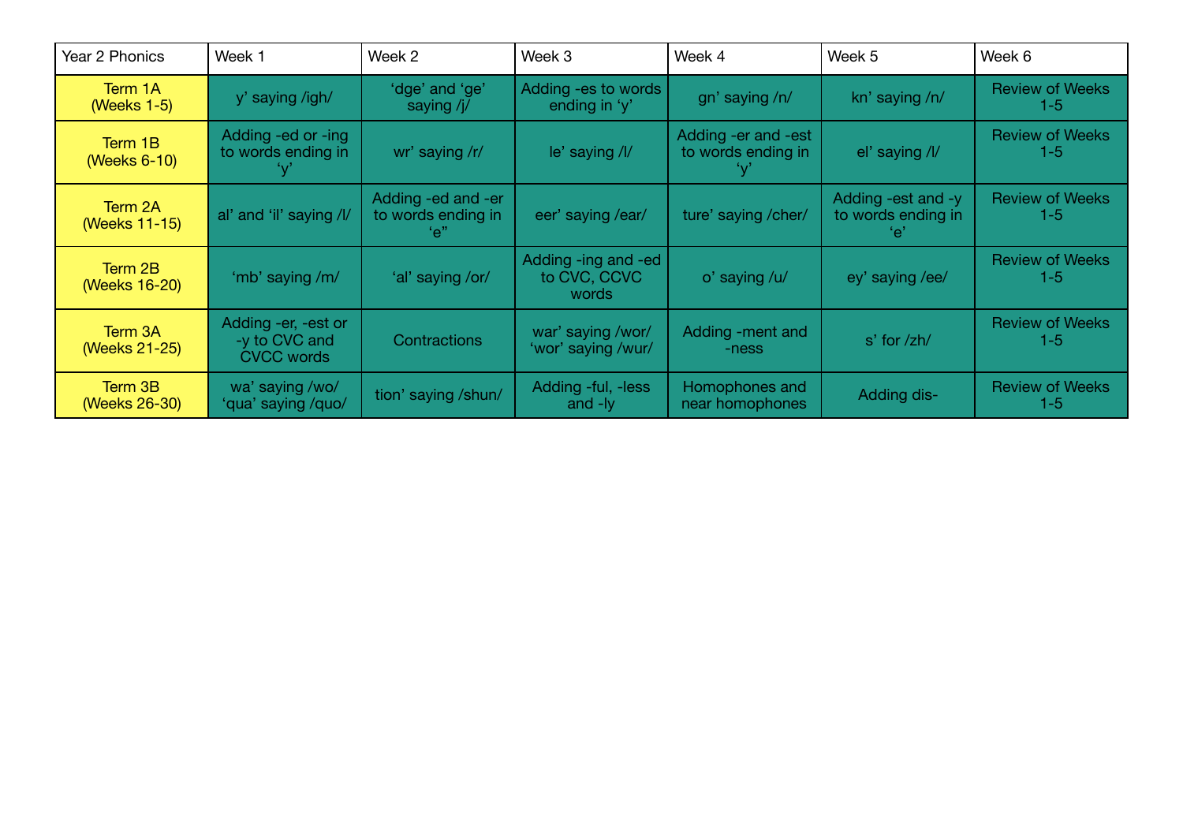| Year 2 Phonics | Week 1 | Week 2 | Week 3 | Week 4 | Week 5 | Week 6 |
|---|---|---|---|---|---|---|
| Term 1A (Weeks 1-5) | y' saying /igh/ | 'dge' and 'ge' saying /j/ | Adding -es to words ending in 'y' | gn' saying /n/ | kn' saying /n/ | Review of Weeks 1-5 |
| Term 1B (Weeks 6-10) | Adding -ed or -ing to words ending in 'y' | wr' saying /r/ | le' saying /l/ | Adding -er and -est to words ending in 'y' | el' saying /l/ | Review of Weeks 1-5 |
| Term 2A (Weeks 11-15) | al' and 'il' saying /l/ | Adding -ed and -er to words ending in 'e" | eer' saying /ear/ | ture' saying /cher/ | Adding -est and -y to words ending in 'e' | Review of Weeks 1-5 |
| Term 2B (Weeks 16-20) | 'mb' saying /m/ | 'al' saying /or/ | Adding -ing and -ed to CVC, CCVC words | o' saying /u/ | ey' saying /ee/ | Review of Weeks 1-5 |
| Term 3A (Weeks 21-25) | Adding -er, -est or -y to CVC and CVCC words | Contractions | war' saying /wor/ 'wor' saying /wur/ | Adding -ment and -ness | s' for /zh/ | Review of Weeks 1-5 |
| Term 3B (Weeks 26-30) | wa' saying /wo/ 'qua' saying /quo/ | tion' saying /shun/ | Adding -ful, -less and -ly | Homophones and near homophones | Adding dis- | Review of Weeks 1-5 |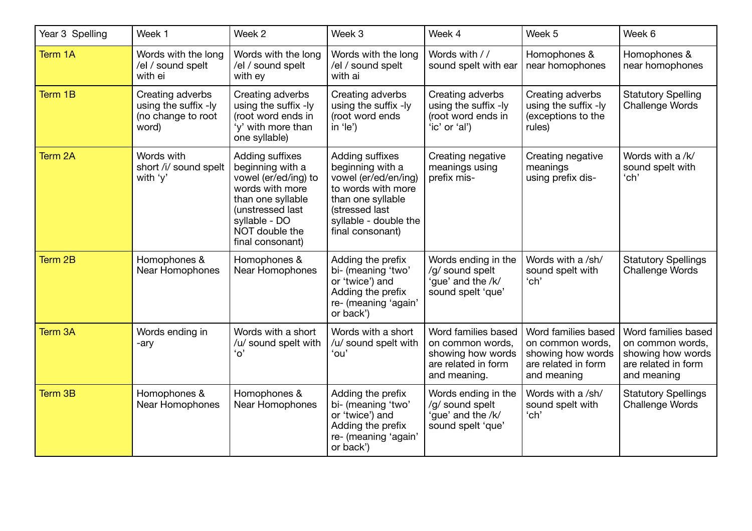| Year 3 Spelling | Week 1 | Week 2 | Week 3 | Week 4 | Week 5 | Week 6 |
|---|---|---|---|---|---|---|
| Term 1A | Words with the long /eI / sound spelt with ei | Words with the long /eI / sound spelt with ey | Words with the long /eI / sound spelt with ai | Words with / / sound spelt with ear | Homophones & near homophones | Homophones & near homophones |
| Term 1B | Creating adverbs using the suffix -ly (no change to root word) | Creating adverbs using the suffix -ly (root word ends in 'y' with more than one syllable) | Creating adverbs using the suffix -ly (root word ends in 'le') | Creating adverbs using the suffix -ly (root word ends in 'ic' or 'al') | Creating adverbs using the suffix -ly (exceptions to the rules) | Statutory Spelling Challenge Words |
| Term 2A | Words with short /i/ sound spelt with 'y' | Adding suffixes beginning with a vowel (er/ed/ing) to words with more than one syllable (unstressed last syllable - DO NOT double the final consonant) | Adding suffixes beginning with a vowel (er/ed/en/ing) to words with more than one syllable (stressed last syllable - double the final consonant) | Creating negative meanings using prefix mis- | Creating negative meanings using prefix dis- | Words with a /k/ sound spelt with 'ch' |
| Term 2B | Homophones & Near Homophones | Homophones & Near Homophones | Adding the prefix bi- (meaning 'two' or 'twice') and Adding the prefix re- (meaning 'again' or back') | Words ending in the /g/ sound spelt 'gue' and the /k/ sound spelt 'que' | Words with a /sh/ sound spelt with 'ch' | Statutory Spellings Challenge Words |
| Term 3A | Words ending in -ary | Words with a short /u/ sound spelt with 'o' | Words with a short /u/ sound spelt with 'ou' | Word families based on common words, showing how words are related in form and meaning. | Word families based on common words, showing how words are related in form and meaning | Word families based on common words, showing how words are related in form and meaning |
| Term 3B | Homophones & Near Homophones | Homophones & Near Homophones | Adding the prefix bi- (meaning 'two' or 'twice') and Adding the prefix re- (meaning 'again' or back') | Words ending in the /g/ sound spelt 'gue' and the /k/ sound spelt 'que' | Words with a /sh/ sound spelt with 'ch' | Statutory Spellings Challenge Words |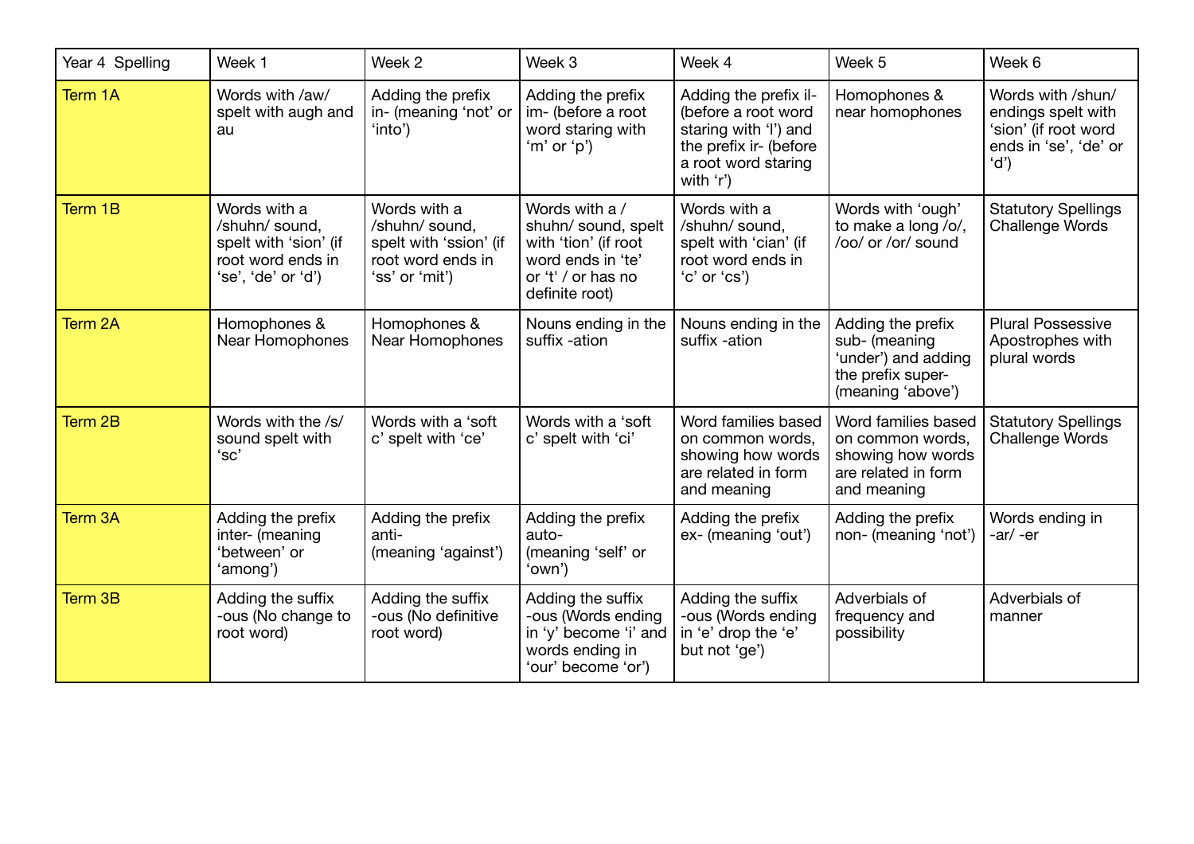| Year 4 Spelling | Week 1 | Week 2 | Week 3 | Week 4 | Week 5 | Week 6 |
|---|---|---|---|---|---|---|
| Term 1A | Words with /aw/ spelt with augh and au | Adding the prefix in- (meaning 'not' or 'into') | Adding the prefix im- (before a root word staring with 'm' or 'p') | Adding the prefix il- (before a root word staring with 'l') and the prefix ir- (before a root word staring with 'r') | Homophones & near homophones | Words with /shun/ endings spelt with 'sion' (if root word ends in 'se', 'de' or 'd') |
| Term 1B | Words with a /shuhn/ sound, spelt with 'sion' (if root word ends in 'se', 'de' or 'd') | Words with a /shuhn/ sound, spelt with 'ssion' (if root word ends in 'ss' or 'mit') | Words with a / shuhn/ sound, spelt with 'tion' (if root word ends in 'te' or 't' / or has no definite root) | Words with a /shuhn/ sound, spelt with 'cian' (if root word ends in 'c' or 'cs') | Words with 'ough' to make a long /o/, /oo/ or /or/ sound | Statutory Spellings Challenge Words |
| Term 2A | Homophones & Near Homophones | Homophones & Near Homophones | Nouns ending in the suffix -ation | Nouns ending in the suffix -ation | Adding the prefix sub- (meaning 'under') and adding the prefix super- (meaning 'above') | Plural Possessive Apostrophes with plural words |
| Term 2B | Words with the /s/ sound spelt with 'sc' | Words with a 'soft c' spelt with 'ce' | Words with a 'soft c' spelt with 'ci' | Word families based on common words, showing how words are related in form and meaning | Word families based on common words, showing how words are related in form and meaning | Statutory Spellings Challenge Words |
| Term 3A | Adding the prefix inter- (meaning 'between' or 'among') | Adding the prefix anti- (meaning 'against') | Adding the prefix auto- (meaning 'self' or 'own') | Adding the prefix ex- (meaning 'out') | Adding the prefix non- (meaning 'not') | Words ending in -ar/ -er |
| Term 3B | Adding the suffix -ous (No change to root word) | Adding the suffix -ous (No definitive root word) | Adding the suffix -ous (Words ending in 'y' become 'i' and words ending in 'our' become 'or') | Adding the suffix -ous (Words ending in 'e' drop the 'e' but not 'ge') | Adverbials of frequency and possibility | Adverbials of manner |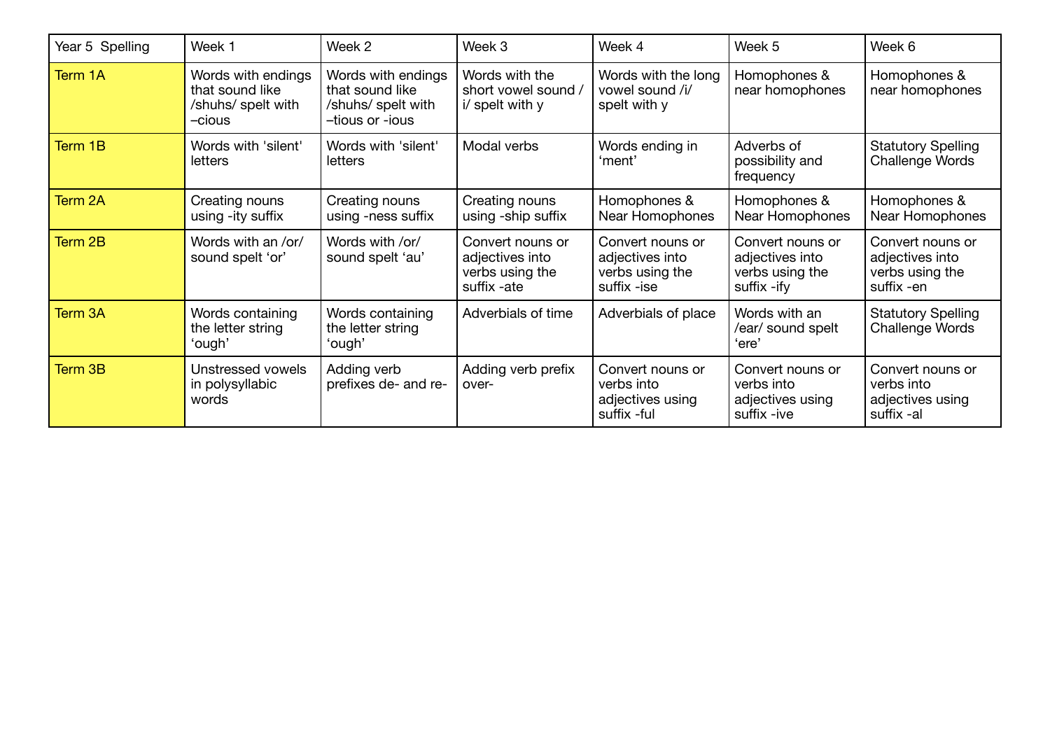| Year 5 Spelling | Week 1 | Week 2 | Week 3 | Week 4 | Week 5 | Week 6 |
|---|---|---|---|---|---|---|
| Term 1A | Words with endings that sound like /shuhs/ spelt with –cious | Words with endings that sound like /shuhs/ spelt with –tious or -ious | Words with the short vowel sound /i/ spelt with y | Words with the long vowel sound /i/ spelt with y | Homophones & near homophones | Homophones & near homophones |
| Term 1B | Words with 'silent' letters | Words with 'silent' letters | Modal verbs | Words ending in 'ment' | Adverbs of possibility and frequency | Statutory Spelling Challenge Words |
| Term 2A | Creating nouns using -ity suffix | Creating nouns using -ness suffix | Creating nouns using -ship suffix | Homophones & Near Homophones | Homophones & Near Homophones | Homophones & Near Homophones |
| Term 2B | Words with an /or/ sound spelt 'or' | Words with /or/ sound spelt 'au' | Convert nouns or adjectives into verbs using the suffix -ate | Convert nouns or adjectives into verbs using the suffix -ise | Convert nouns or adjectives into verbs using the suffix -ify | Convert nouns or adjectives into verbs using the suffix -en |
| Term 3A | Words containing the letter string 'ough' | Words containing the letter string 'ough' | Adverbials of time | Adverbials of place | Words with an /ear/ sound spelt 'ere' | Statutory Spelling Challenge Words |
| Term 3B | Unstressed vowels in polysyllabic words | Adding verb prefixes de- and re- | Adding verb prefix over- | Convert nouns or verbs into adjectives using suffix -ful | Convert nouns or verbs into adjectives using suffix -ive | Convert nouns or verbs into adjectives using suffix -al |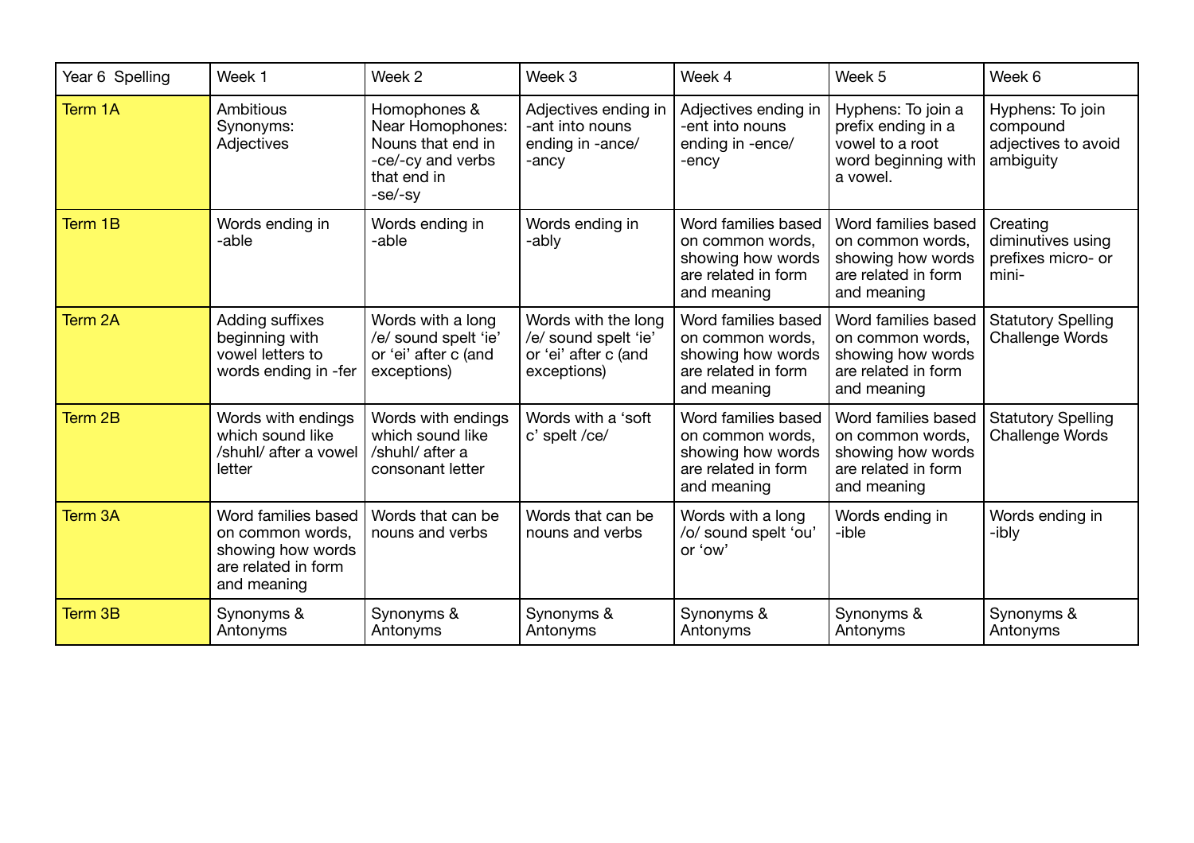| Year 6 Spelling | Week 1 | Week 2 | Week 3 | Week 4 | Week 5 | Week 6 |
|---|---|---|---|---|---|---|
| Term 1A | Ambitious Synonyms: Adjectives | Homophones & Near Homophones: Nouns that end in -ce/-cy and verbs that end in -se/-sy | Adjectives ending in -ant into nouns ending in -ance/ -ancy | Adjectives ending in -ent into nouns ending in -ence/ -ency | Hyphens: To join a prefix ending in a vowel to a root word beginning with a vowel. | Hyphens: To join compound adjectives to avoid ambiguity |
| Term 1B | Words ending in -able | Words ending in -able | Words ending in -ably | Word families based on common words, showing how words are related in form and meaning | Word families based on common words, showing how words are related in form and meaning | Creating diminutives using prefixes micro- or mini- |
| Term 2A | Adding suffixes beginning with vowel letters to words ending in -fer | Words with a long /e/ sound spelt 'ie' or 'ei' after c (and exceptions) | Words with the long /e/ sound spelt 'ie' or 'ei' after c (and exceptions) | Word families based on common words, showing how words are related in form and meaning | Word families based on common words, showing how words are related in form and meaning | Statutory Spelling Challenge Words |
| Term 2B | Words with endings which sound like /shuhl/ after a vowel letter | Words with endings which sound like /shuhl/ after a consonant letter | Words with a 'soft c' spelt /ce/ | Word families based on common words, showing how words are related in form and meaning | Word families based on common words, showing how words are related in form and meaning | Statutory Spelling Challenge Words |
| Term 3A | Word families based on common words, showing how words are related in form and meaning | Words that can be nouns and verbs | Words that can be nouns and verbs | Words with a long /o/ sound spelt 'ou' or 'ow' | Words ending in -ible | Words ending in -ibly |
| Term 3B | Synonyms & Antonyms | Synonyms & Antonyms | Synonyms & Antonyms | Synonyms & Antonyms | Synonyms & Antonyms | Synonyms & Antonyms |